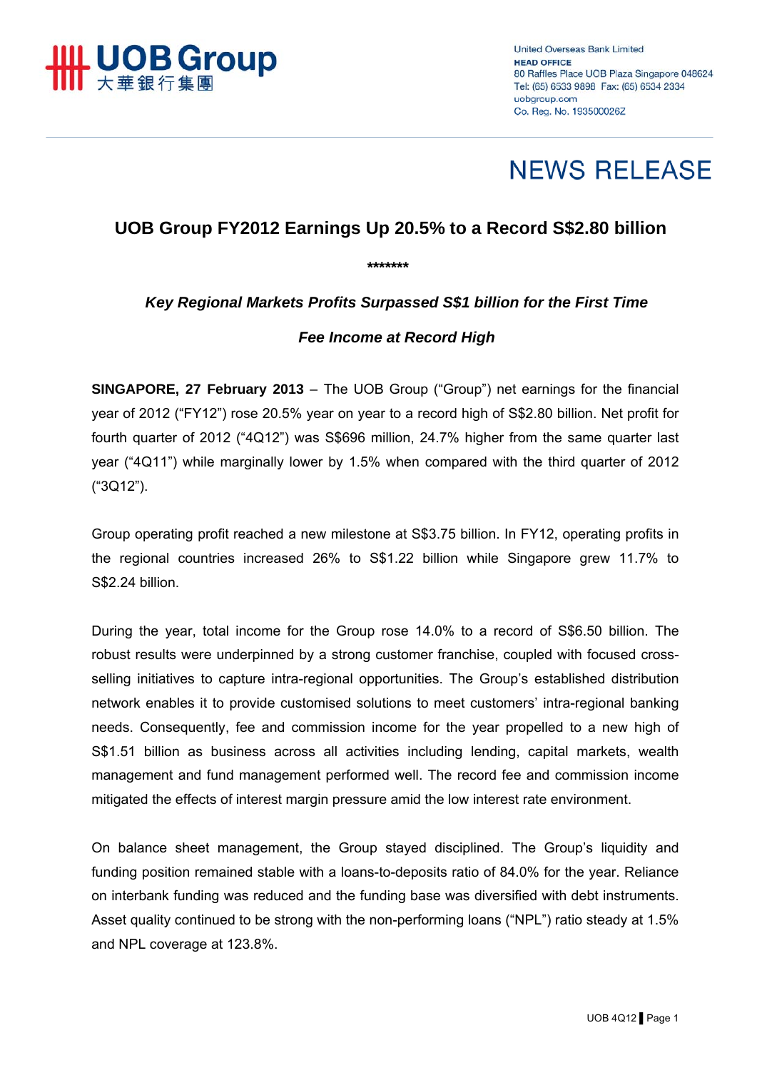United Overseas Bank Limited
**HEAD OFFICE**
80 Raffles Place UOB Plaza Singapore 048624
Tel: (65) 6533 9898 Fax: (65) 6534 2334
uobgroup.com
Co. Reg. No. 193500026Z

# NEWS RELEASE

## UOB Group FY2012 Earnings Up 20.5% to a Record S$2.80 billion

*******

***Key Regional Markets Profits Surpassed S$1 billion for the First Time***

***Fee Income at Record High***

**SINGAPORE, 27 February 2013** – The UOB Group ("Group") net earnings for the financial year of 2012 ("FY12") rose 20.5% year on year to a record high of S$2.80 billion. Net profit for fourth quarter of 2012 ("4Q12") was S$696 million, 24.7% higher from the same quarter last year ("4Q11") while marginally lower by 1.5% when compared with the third quarter of 2012 ("3Q12").

Group operating profit reached a new milestone at S$3.75 billion. In FY12, operating profits in the regional countries increased 26% to S$1.22 billion while Singapore grew 11.7% to S$2.24 billion.

During the year, total income for the Group rose 14.0% to a record of S$6.50 billion. The robust results were underpinned by a strong customer franchise, coupled with focused cross-selling initiatives to capture intra-regional opportunities. The Group's established distribution network enables it to provide customised solutions to meet customers' intra-regional banking needs. Consequently, fee and commission income for the year propelled to a new high of S$1.51 billion as business across all activities including lending, capital markets, wealth management and fund management performed well. The record fee and commission income mitigated the effects of interest margin pressure amid the low interest rate environment.

On balance sheet management, the Group stayed disciplined. The Group's liquidity and funding position remained stable with a loans-to-deposits ratio of 84.0% for the year. Reliance on interbank funding was reduced and the funding base was diversified with debt instruments. Asset quality continued to be strong with the non-performing loans ("NPL") ratio steady at 1.5% and NPL coverage at 123.8%.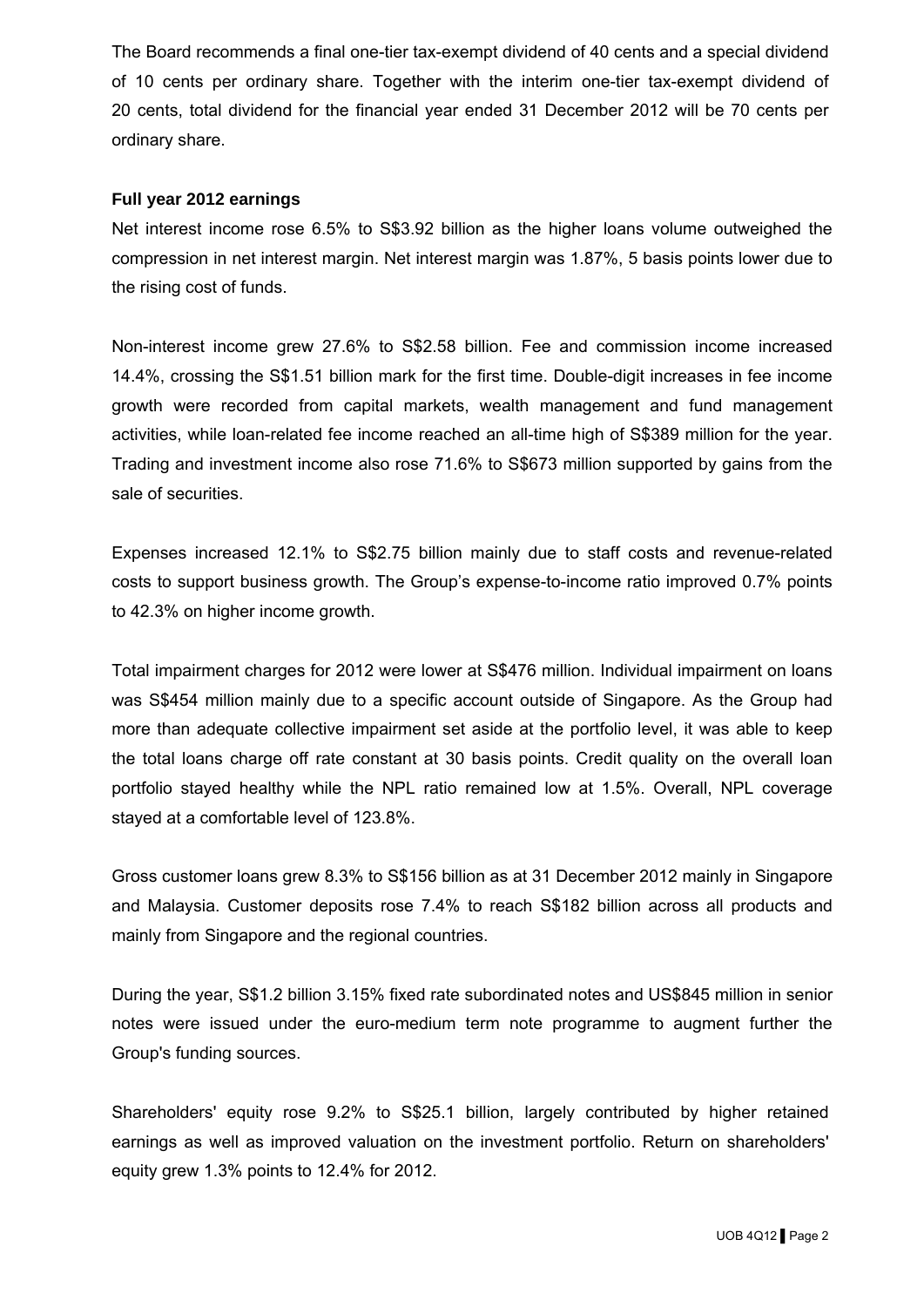The Board recommends a final one-tier tax-exempt dividend of 40 cents and a special dividend of 10 cents per ordinary share. Together with the interim one-tier tax-exempt dividend of 20 cents, total dividend for the financial year ended 31 December 2012 will be 70 cents per ordinary share.

**Full year 2012 earnings**

Net interest income rose 6.5% to S$3.92 billion as the higher loans volume outweighed the compression in net interest margin. Net interest margin was 1.87%, 5 basis points lower due to the rising cost of funds.

Non-interest income grew 27.6% to S$2.58 billion. Fee and commission income increased 14.4%, crossing the S$1.51 billion mark for the first time. Double-digit increases in fee income growth were recorded from capital markets, wealth management and fund management activities, while loan-related fee income reached an all-time high of S$389 million for the year. Trading and investment income also rose 71.6% to S$673 million supported by gains from the sale of securities.

Expenses increased 12.1% to S$2.75 billion mainly due to staff costs and revenue-related costs to support business growth. The Group's expense-to-income ratio improved 0.7% points to 42.3% on higher income growth.

Total impairment charges for 2012 were lower at S$476 million. Individual impairment on loans was S$454 million mainly due to a specific account outside of Singapore. As the Group had more than adequate collective impairment set aside at the portfolio level, it was able to keep the total loans charge off rate constant at 30 basis points. Credit quality on the overall loan portfolio stayed healthy while the NPL ratio remained low at 1.5%. Overall, NPL coverage stayed at a comfortable level of 123.8%.

Gross customer loans grew 8.3% to S$156 billion as at 31 December 2012 mainly in Singapore and Malaysia. Customer deposits rose 7.4% to reach S$182 billion across all products and mainly from Singapore and the regional countries.

During the year, S$1.2 billion 3.15% fixed rate subordinated notes and US$845 million in senior notes were issued under the euro-medium term note programme to augment further the Group's funding sources.

Shareholders' equity rose 9.2% to S$25.1 billion, largely contributed by higher retained earnings as well as improved valuation on the investment portfolio. Return on shareholders' equity grew 1.3% points to 12.4% for 2012.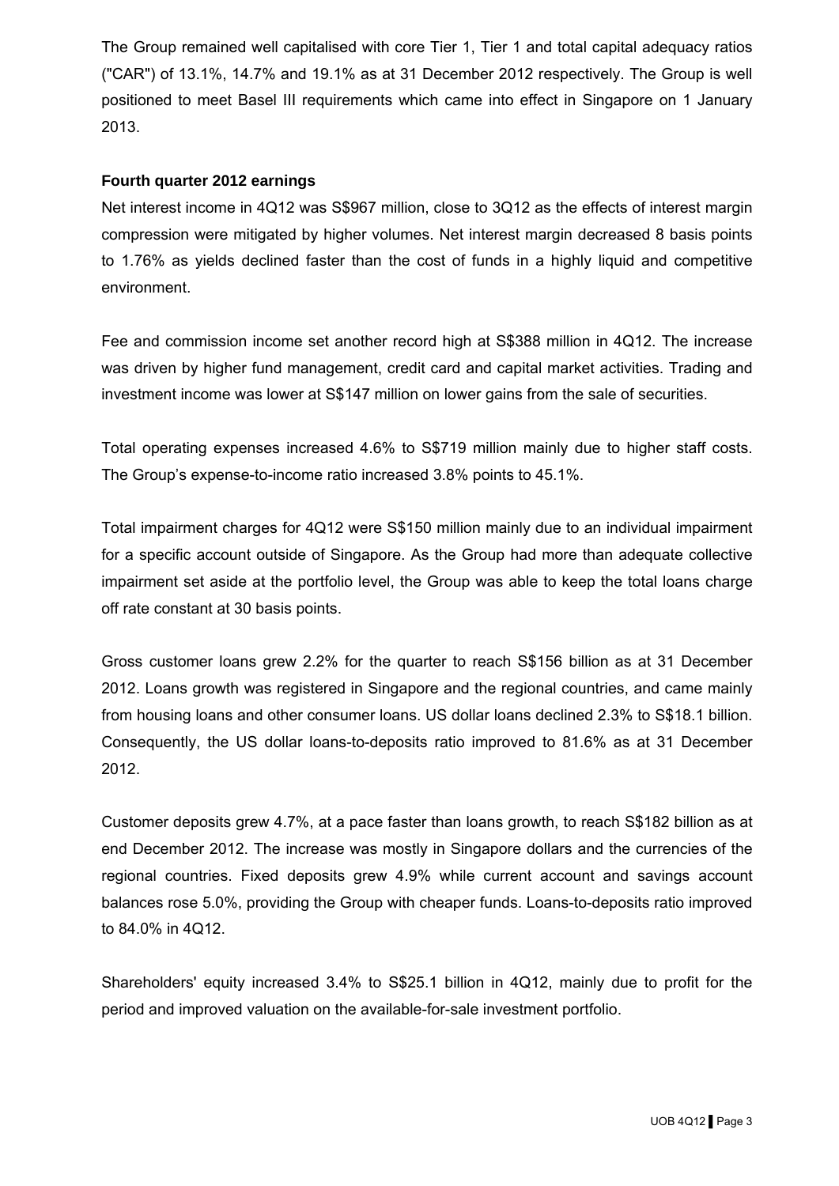The Group remained well capitalised with core Tier 1, Tier 1 and total capital adequacy ratios ("CAR") of 13.1%, 14.7% and 19.1% as at 31 December 2012 respectively. The Group is well positioned to meet Basel III requirements which came into effect in Singapore on 1 January 2013.

**Fourth quarter 2012 earnings**

Net interest income in 4Q12 was S$967 million, close to 3Q12 as the effects of interest margin compression were mitigated by higher volumes. Net interest margin decreased 8 basis points to 1.76% as yields declined faster than the cost of funds in a highly liquid and competitive environment.

Fee and commission income set another record high at S$388 million in 4Q12. The increase was driven by higher fund management, credit card and capital market activities. Trading and investment income was lower at S$147 million on lower gains from the sale of securities.

Total operating expenses increased 4.6% to S$719 million mainly due to higher staff costs. The Group's expense-to-income ratio increased 3.8% points to 45.1%.

Total impairment charges for 4Q12 were S$150 million mainly due to an individual impairment for a specific account outside of Singapore. As the Group had more than adequate collective impairment set aside at the portfolio level, the Group was able to keep the total loans charge off rate constant at 30 basis points.

Gross customer loans grew 2.2% for the quarter to reach S$156 billion as at 31 December 2012. Loans growth was registered in Singapore and the regional countries, and came mainly from housing loans and other consumer loans. US dollar loans declined 2.3% to S$18.1 billion. Consequently, the US dollar loans-to-deposits ratio improved to 81.6% as at 31 December 2012.

Customer deposits grew 4.7%, at a pace faster than loans growth, to reach S$182 billion as at end December 2012. The increase was mostly in Singapore dollars and the currencies of the regional countries. Fixed deposits grew 4.9% while current account and savings account balances rose 5.0%, providing the Group with cheaper funds. Loans-to-deposits ratio improved to 84.0% in 4Q12.

Shareholders' equity increased 3.4% to S$25.1 billion in 4Q12, mainly due to profit for the period and improved valuation on the available-for-sale investment portfolio.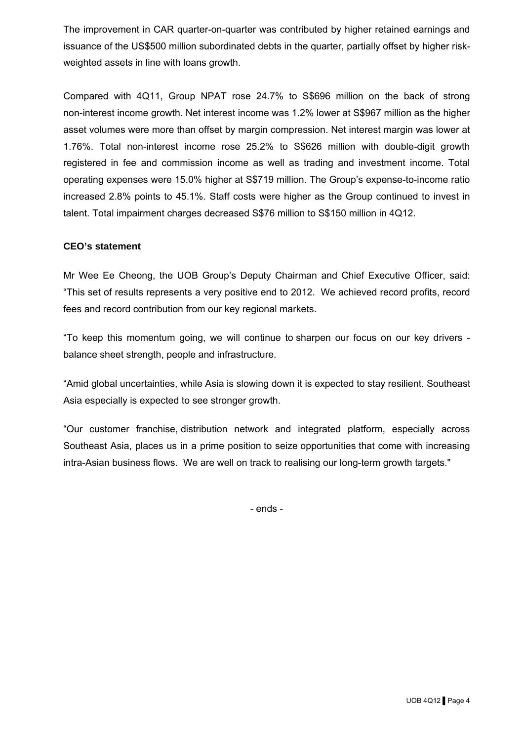The improvement in CAR quarter-on-quarter was contributed by higher retained earnings and issuance of the US$500 million subordinated debts in the quarter, partially offset by higher risk-weighted assets in line with loans growth.

Compared with 4Q11, Group NPAT rose 24.7% to S$696 million on the back of strong non-interest income growth. Net interest income was 1.2% lower at S$967 million as the higher asset volumes were more than offset by margin compression. Net interest margin was lower at 1.76%. Total non-interest income rose 25.2% to S$626 million with double-digit growth registered in fee and commission income as well as trading and investment income. Total operating expenses were 15.0% higher at S$719 million. The Group's expense-to-income ratio increased 2.8% points to 45.1%. Staff costs were higher as the Group continued to invest in talent. Total impairment charges decreased S$76 million to S$150 million in 4Q12.

**CEO's statement**

Mr Wee Ee Cheong, the UOB Group's Deputy Chairman and Chief Executive Officer, said: "This set of results represents a very positive end to 2012. We achieved record profits, record fees and record contribution from our key regional markets.

"To keep this momentum going, we will continue to sharpen our focus on our key drivers - balance sheet strength, people and infrastructure.

"Amid global uncertainties, while Asia is slowing down it is expected to stay resilient. Southeast Asia especially is expected to see stronger growth.

"Our customer franchise, distribution network and integrated platform, especially across Southeast Asia, places us in a prime position to seize opportunities that come with increasing intra-Asian business flows. We are well on track to realising our long-term growth targets."

- ends -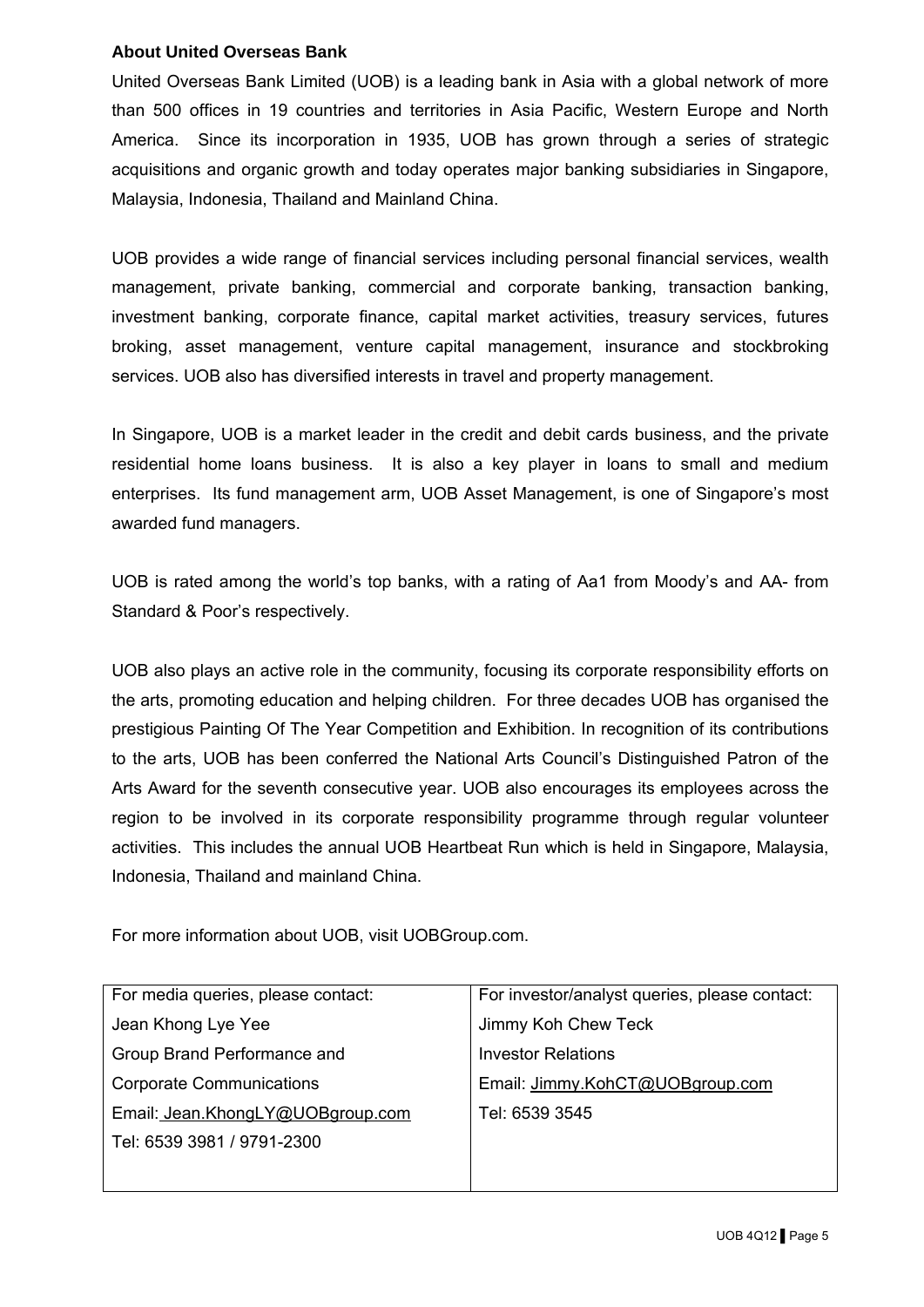**About United Overseas Bank**

United Overseas Bank Limited (UOB) is a leading bank in Asia with a global network of more than 500 offices in 19 countries and territories in Asia Pacific, Western Europe and North America. Since its incorporation in 1935, UOB has grown through a series of strategic acquisitions and organic growth and today operates major banking subsidiaries in Singapore, Malaysia, Indonesia, Thailand and Mainland China.

UOB provides a wide range of financial services including personal financial services, wealth management, private banking, commercial and corporate banking, transaction banking, investment banking, corporate finance, capital market activities, treasury services, futures broking, asset management, venture capital management, insurance and stockbroking services. UOB also has diversified interests in travel and property management.

In Singapore, UOB is a market leader in the credit and debit cards business, and the private residential home loans business. It is also a key player in loans to small and medium enterprises. Its fund management arm, UOB Asset Management, is one of Singapore's most awarded fund managers.

UOB is rated among the world's top banks, with a rating of Aa1 from Moody's and AA- from Standard & Poor's respectively.

UOB also plays an active role in the community, focusing its corporate responsibility efforts on the arts, promoting education and helping children. For three decades UOB has organised the prestigious Painting Of The Year Competition and Exhibition. In recognition of its contributions to the arts, UOB has been conferred the National Arts Council's Distinguished Patron of the Arts Award for the seventh consecutive year. UOB also encourages its employees across the region to be involved in its corporate responsibility programme through regular volunteer activities. This includes the annual UOB Heartbeat Run which is held in Singapore, Malaysia, Indonesia, Thailand and mainland China.

For more information about UOB, visit UOBGroup.com.

| For media queries, please contact: | For investor/analyst queries, please contact: |
|---|---|
| Jean Khong Lye Yee | Jimmy Koh Chew Teck |
| Group Brand Performance and Corporate Communications | Investor Relations |
| Email: Jean.KhongLY@UOBgroup.com | Email: Jimmy.KohCT@UOBgroup.com |
| Tel: 6539 3981 / 9791-2300 | Tel: 6539 3545 |